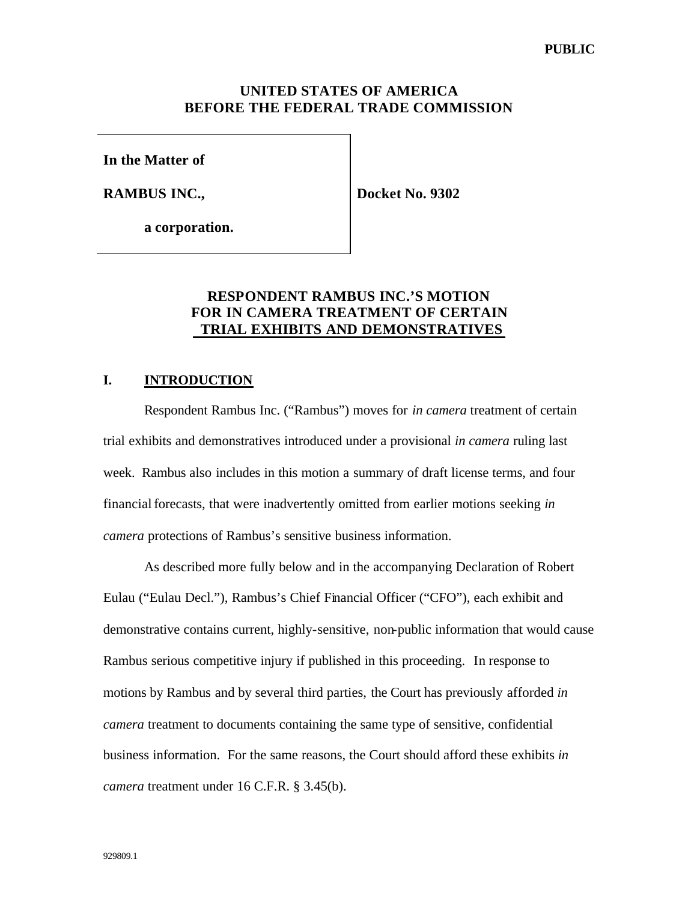**PUBLIC**

**UNITED STATES OF AMERICA**
**BEFORE THE FEDERAL TRADE COMMISSION**

| | |
|---|---|
| **In the Matter of**<br><br>**RAMBUS INC.,**<br><br>**a corporation.** | **Docket No. 9302** |

# RESPONDENT RAMBUS INC.'S MOTION FOR IN CAMERA TREATMENT OF CERTAIN TRIAL EXHIBITS AND DEMONSTRATIVES

## I. INTRODUCTION

Respondent Rambus Inc. ("Rambus") moves for *in camera* treatment of certain trial exhibits and demonstratives introduced under a provisional *in camera* ruling last week. Rambus also includes in this motion a summary of draft license terms, and four financial forecasts, that were inadvertently omitted from earlier motions seeking *in camera* protections of Rambus's sensitive business information.

As described more fully below and in the accompanying Declaration of Robert Eulau ("Eulau Decl."), Rambus's Chief Financial Officer ("CFO"), each exhibit and demonstrative contains current, highly-sensitive, non-public information that would cause Rambus serious competitive injury if published in this proceeding. In response to motions by Rambus and by several third parties, the Court has previously afforded *in camera* treatment to documents containing the same type of sensitive, confidential business information. For the same reasons, the Court should afford these exhibits *in camera* treatment under 16 C.F.R. § 3.45(b).

929809.1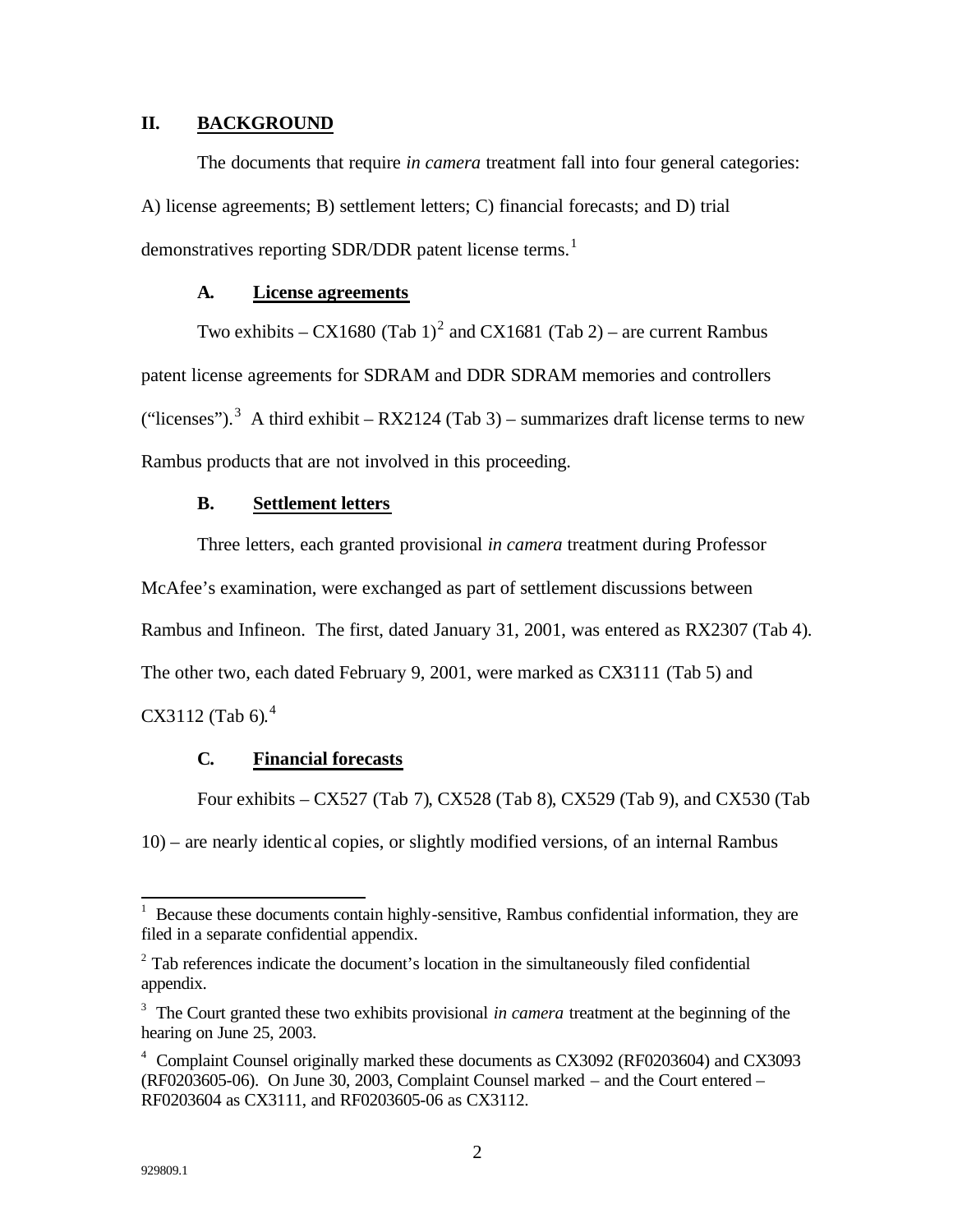## II. BACKGROUND

The documents that require *in camera* treatment fall into four general categories: A) license agreements; B) settlement letters; C) financial forecasts; and D) trial demonstratives reporting SDR/DDR patent license terms.[1]

### A. License agreements

Two exhibits – CX1680 (Tab 1)[2] and CX1681 (Tab 2) – are current Rambus patent license agreements for SDRAM and DDR SDRAM memories and controllers ("licenses").[3] A third exhibit – RX2124 (Tab 3) – summarizes draft license terms to new Rambus products that are not involved in this proceeding.

### B. Settlement letters

Three letters, each granted provisional *in camera* treatment during Professor McAfee's examination, were exchanged as part of settlement discussions between Rambus and Infineon. The first, dated January 31, 2001, was entered as RX2307 (Tab 4). The other two, each dated February 9, 2001, were marked as CX3111 (Tab 5) and CX3112 (Tab 6).[4]

### C. Financial forecasts

Four exhibits – CX527 (Tab 7), CX528 (Tab 8), CX529 (Tab 9), and CX530 (Tab 10) – are nearly identical copies, or slightly modified versions, of an internal Rambus

---

[1] Because these documents contain highly-sensitive, Rambus confidential information, they are filed in a separate confidential appendix.

[2] Tab references indicate the document's location in the simultaneously filed confidential appendix.

[3] The Court granted these two exhibits provisional *in camera* treatment at the beginning of the hearing on June 25, 2003.

[4] Complaint Counsel originally marked these documents as CX3092 (RF0203604) and CX3093 (RF0203605-06). On June 30, 2003, Complaint Counsel marked – and the Court entered – RF0203604 as CX3111, and RF0203605-06 as CX3112.

929809.1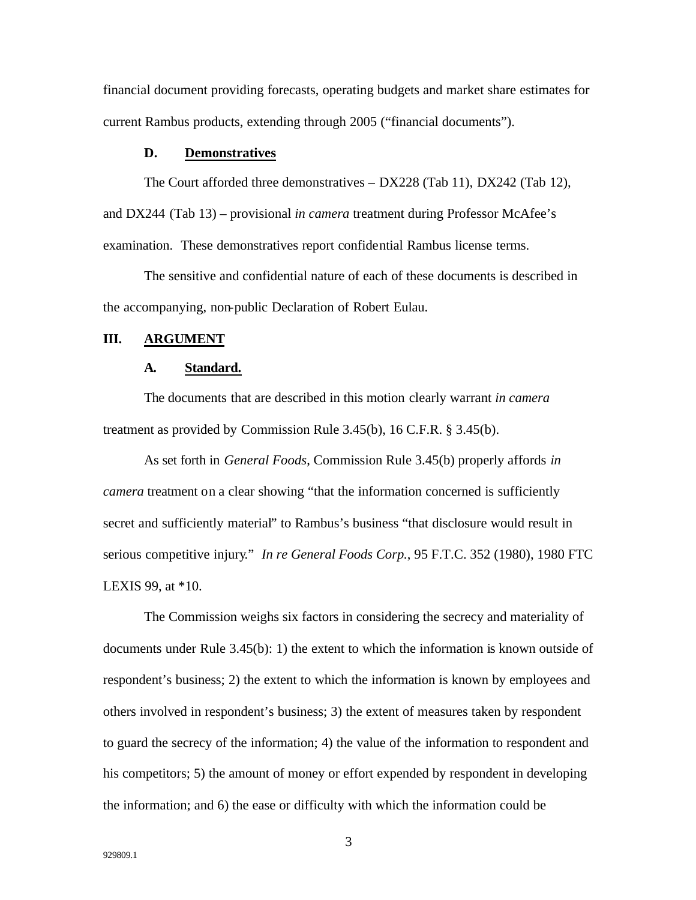financial document providing forecasts, operating budgets and market share estimates for current Rambus products, extending through 2005 ("financial documents").

### D. Demonstratives

The Court afforded three demonstratives – DX228 (Tab 11), DX242 (Tab 12), and DX244 (Tab 13) – provisional *in camera* treatment during Professor McAfee's examination. These demonstratives report confidential Rambus license terms.

The sensitive and confidential nature of each of these documents is described in the accompanying, non-public Declaration of Robert Eulau.

## III. ARGUMENT

### A. Standard.

The documents that are described in this motion clearly warrant *in camera* treatment as provided by Commission Rule 3.45(b), 16 C.F.R. § 3.45(b).

As set forth in *General Foods*, Commission Rule 3.45(b) properly affords *in camera* treatment on a clear showing "that the information concerned is sufficiently secret and sufficiently material" to Rambus's business "that disclosure would result in serious competitive injury." *In re General Foods Corp.*, 95 F.T.C. 352 (1980), 1980 FTC LEXIS 99, at *10.

The Commission weighs six factors in considering the secrecy and materiality of documents under Rule 3.45(b): 1) the extent to which the information is known outside of respondent's business; 2) the extent to which the information is known by employees and others involved in respondent's business; 3) the extent of measures taken by respondent to guard the secrecy of the information; 4) the value of the information to respondent and his competitors; 5) the amount of money or effort expended by respondent in developing the information; and 6) the ease or difficulty with which the information could be

929809.1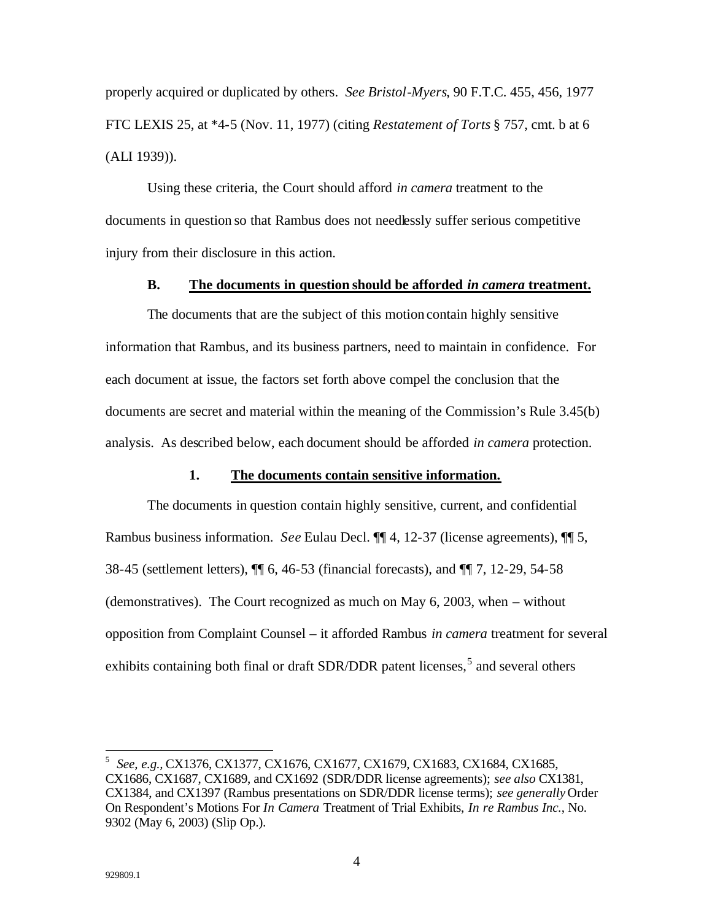properly acquired or duplicated by others. *See Bristol-Myers*, 90 F.T.C. 455, 456, 1977 FTC LEXIS 25, at *4-5 (Nov. 11, 1977) (citing *Restatement of Torts* § 757, cmt. b at 6 (ALI 1939)).

Using these criteria, the Court should afford *in camera* treatment to the documents in question so that Rambus does not needlessly suffer serious competitive injury from their disclosure in this action.

### B. <u>The documents in question should be afforded *in camera* treatment.</u>

The documents that are the subject of this motion contain highly sensitive information that Rambus, and its business partners, need to maintain in confidence. For each document at issue, the factors set forth above compel the conclusion that the documents are secret and material within the meaning of the Commission's Rule 3.45(b) analysis. As described below, each document should be afforded *in camera* protection.

#### 1. <u>The documents contain sensitive information.</u>

The documents in question contain highly sensitive, current, and confidential Rambus business information. *See* Eulau Decl. ¶¶ 4, 12-37 (license agreements), ¶¶ 5, 38-45 (settlement letters), ¶¶ 6, 46-53 (financial forecasts), and ¶¶ 7, 12-29, 54-58 (demonstratives). The Court recognized as much on May 6, 2003, when – without opposition from Complaint Counsel – it afforded Rambus *in camera* treatment for several exhibits containing both final or draft SDR/DDR patent licenses,[5] and several others

---

[5] *See, e.g.,* CX1376, CX1377, CX1676, CX1677, CX1679, CX1683, CX1684, CX1685, CX1686, CX1687, CX1689, and CX1692 (SDR/DDR license agreements); *see also* CX1381, CX1384, and CX1397 (Rambus presentations on SDR/DDR license terms); *see generally* Order On Respondent's Motions For *In Camera* Treatment of Trial Exhibits, *In re Rambus Inc.*, No. 9302 (May 6, 2003) (Slip Op.).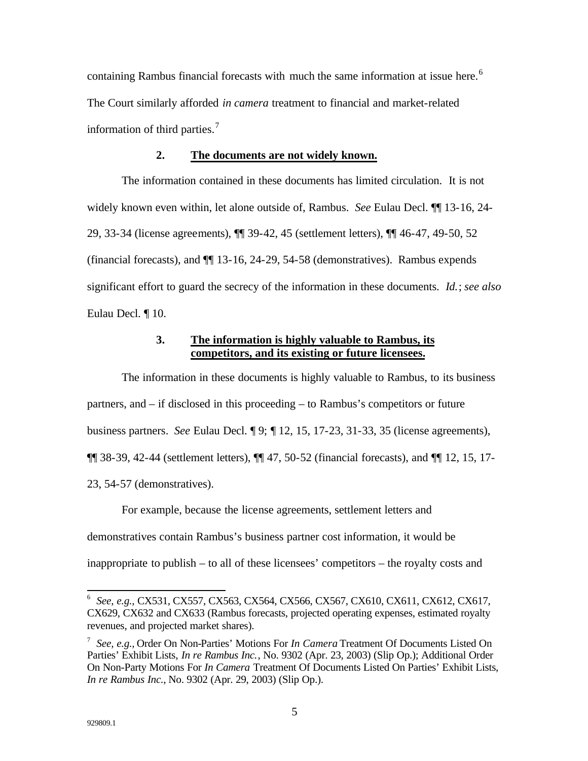containing Rambus financial forecasts with much the same information at issue here.[6] The Court similarly afforded *in camera* treatment to financial and market-related information of third parties.[7]

**2. <u>The documents are not widely known.</u>**

The information contained in these documents has limited circulation. It is not widely known even within, let alone outside of, Rambus. *See* Eulau Decl. ¶¶ 13-16, 24-29, 33-34 (license agreements), ¶¶ 39-42, 45 (settlement letters), ¶¶ 46-47, 49-50, 52 (financial forecasts), and ¶¶ 13-16, 24-29, 54-58 (demonstratives). Rambus expends significant effort to guard the secrecy of the information in these documents. *Id.*; *see also* Eulau Decl. ¶ 10.

**3. <u>The information is highly valuable to Rambus, its competitors, and its existing or future licensees.</u>**

The information in these documents is highly valuable to Rambus, to its business partners, and – if disclosed in this proceeding – to Rambus's competitors or future business partners. *See* Eulau Decl. ¶ 9; ¶ 12, 15, 17-23, 31-33, 35 (license agreements), ¶¶ 38-39, 42-44 (settlement letters), ¶¶ 47, 50-52 (financial forecasts), and ¶¶ 12, 15, 17-23, 54-57 (demonstratives).

For example, because the license agreements, settlement letters and demonstratives contain Rambus's business partner cost information, it would be inappropriate to publish – to all of these licensees' competitors – the royalty costs and

---

[6] *See, e.g.*, CX531, CX557, CX563, CX564, CX566, CX567, CX610, CX611, CX612, CX617, CX629, CX632 and CX633 (Rambus forecasts, projected operating expenses, estimated royalty revenues, and projected market shares).

[7] *See, e.g.*, Order On Non-Parties' Motions For *In Camera* Treatment Of Documents Listed On Parties' Exhibit Lists, *In re Rambus Inc.*, No. 9302 (Apr. 23, 2003) (Slip Op.); Additional Order On Non-Party Motions For *In Camera* Treatment Of Documents Listed On Parties' Exhibit Lists, *In re Rambus Inc.*, No. 9302 (Apr. 29, 2003) (Slip Op.).

929809.1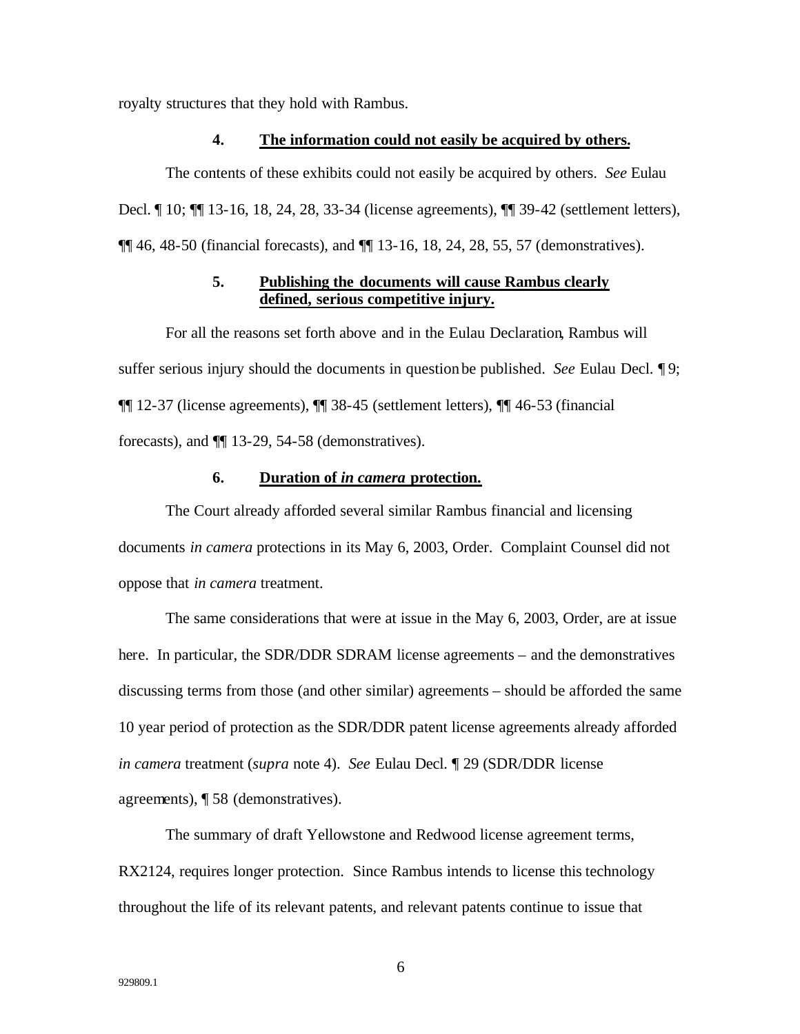royalty structures that they hold with Rambus.

### 4. The information could not easily be acquired by others.

The contents of these exhibits could not easily be acquired by others. *See* Eulau Decl. ¶ 10; ¶¶ 13-16, 18, 24, 28, 33-34 (license agreements), ¶¶ 39-42 (settlement letters), ¶¶ 46, 48-50 (financial forecasts), and ¶¶ 13-16, 18, 24, 28, 55, 57 (demonstratives).

### 5. Publishing the documents will cause Rambus clearly defined, serious competitive injury.

For all the reasons set forth above and in the Eulau Declaration, Rambus will suffer serious injury should the documents in question be published. *See* Eulau Decl. ¶ 9; ¶¶ 12-37 (license agreements), ¶¶ 38-45 (settlement letters), ¶¶ 46-53 (financial forecasts), and ¶¶ 13-29, 54-58 (demonstratives).

### 6. Duration of *in camera* protection.

The Court already afforded several similar Rambus financial and licensing documents *in camera* protections in its May 6, 2003, Order. Complaint Counsel did not oppose that *in camera* treatment.

The same considerations that were at issue in the May 6, 2003, Order, are at issue here. In particular, the SDR/DDR SDRAM license agreements – and the demonstratives discussing terms from those (and other similar) agreements – should be afforded the same 10 year period of protection as the SDR/DDR patent license agreements already afforded *in camera* treatment (*supra* note 4). *See* Eulau Decl. ¶ 29 (SDR/DDR license agreements), ¶ 58 (demonstratives).

The summary of draft Yellowstone and Redwood license agreement terms, RX2124, requires longer protection. Since Rambus intends to license this technology throughout the life of its relevant patents, and relevant patents continue to issue that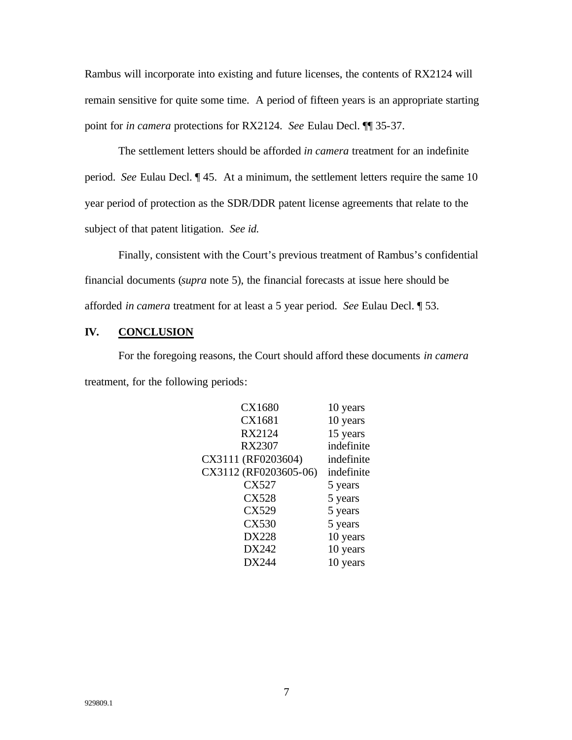Rambus will incorporate into existing and future licenses, the contents of RX2124 will remain sensitive for quite some time. A period of fifteen years is an appropriate starting point for *in camera* protections for RX2124. *See* Eulau Decl. ¶¶ 35-37.

The settlement letters should be afforded *in camera* treatment for an indefinite period. *See* Eulau Decl. ¶ 45. At a minimum, the settlement letters require the same 10 year period of protection as the SDR/DDR patent license agreements that relate to the subject of that patent litigation. *See id.*

Finally, consistent with the Court's previous treatment of Rambus's confidential financial documents (*supra* note 5), the financial forecasts at issue here should be afforded *in camera* treatment for at least a 5 year period. *See* Eulau Decl. ¶ 53.

## IV. CONCLUSION

For the foregoing reasons, the Court should afford these documents *in camera* treatment, for the following periods:

| Document | Period |
|---|---|
| CX1680 | 10 years |
| CX1681 | 10 years |
| RX2124 | 15 years |
| RX2307 | indefinite |
| CX3111 (RF0203604) | indefinite |
| CX3112 (RF0203605-06) | indefinite |
| CX527 | 5 years |
| CX528 | 5 years |
| CX529 | 5 years |
| CX530 | 5 years |
| DX228 | 10 years |
| DX242 | 10 years |
| DX244 | 10 years |

929809.1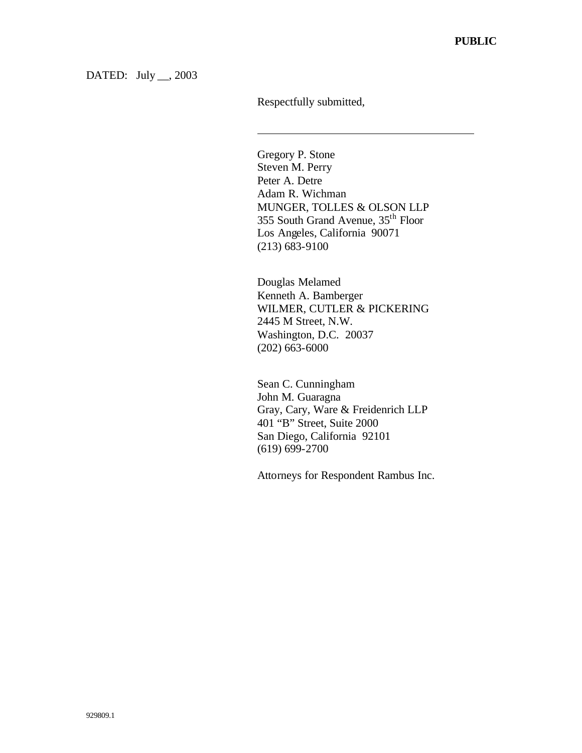**PUBLIC**

DATED: July __, 2003

Respectfully submitted,

\_\_\_\_\_\_\_\_\_\_\_\_\_\_\_\_\_\_\_\_\_\_\_\_\_\_\_\_\_\_\_\_\_\_\_\_\_\_

Gregory P. Stone
Steven M. Perry
Peter A. Detre
Adam R. Wichman
MUNGER, TOLLES & OLSON LLP
355 South Grand Avenue, 35th Floor
Los Angeles, California 90071
(213) 683-9100

Douglas Melamed
Kenneth A. Bamberger
WILMER, CUTLER & PICKERING
2445 M Street, N.W.
Washington, D.C. 20037
(202) 663-6000

Sean C. Cunningham
John M. Guaragna
Gray, Cary, Ware & Freidenrich LLP
401 "B" Street, Suite 2000
San Diego, California 92101
(619) 699-2700

Attorneys for Respondent Rambus Inc.

929809.1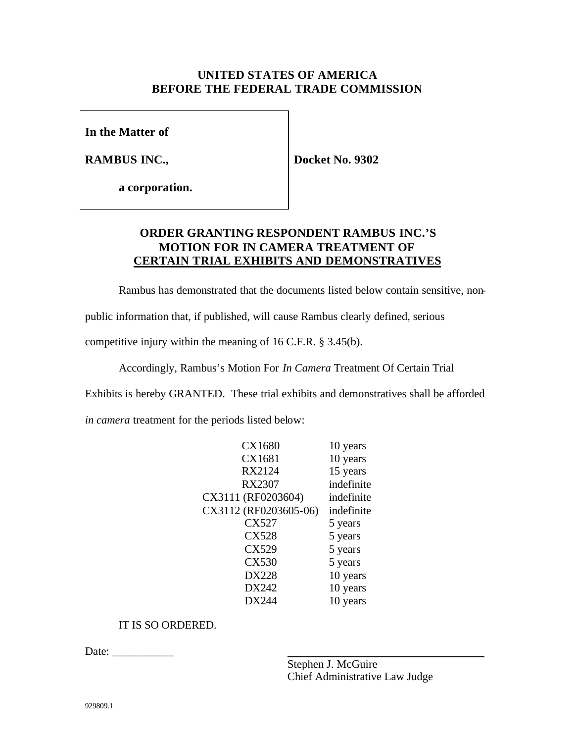**UNITED STATES OF AMERICA**
**BEFORE THE FEDERAL TRADE COMMISSION**

**In the Matter of**

**RAMBUS INC.,**

**a corporation.**

**Docket No. 9302**

## ORDER GRANTING RESPONDENT RAMBUS INC.'S MOTION FOR IN CAMERA TREATMENT OF CERTAIN TRIAL EXHIBITS AND DEMONSTRATIVES

Rambus has demonstrated that the documents listed below contain sensitive, non-public information that, if published, will cause Rambus clearly defined, serious competitive injury within the meaning of 16 C.F.R. § 3.45(b).

Accordingly, Rambus's Motion For *In Camera* Treatment Of Certain Trial Exhibits is hereby GRANTED. These trial exhibits and demonstratives shall be afforded *in camera* treatment for the periods listed below:

| | |
|---|---|
| CX1680 | 10 years |
| CX1681 | 10 years |
| RX2124 | 15 years |
| RX2307 | indefinite |
| CX3111 (RF0203604) | indefinite |
| CX3112 (RF0203605-06) | indefinite |
| CX527 | 5 years |
| CX528 | 5 years |
| CX529 | 5 years |
| CX530 | 5 years |
| DX228 | 10 years |
| DX242 | 10 years |
| DX244 | 10 years |

IT IS SO ORDERED.

Date: ___________

Stephen J. McGuire
Chief Administrative Law Judge

929809.1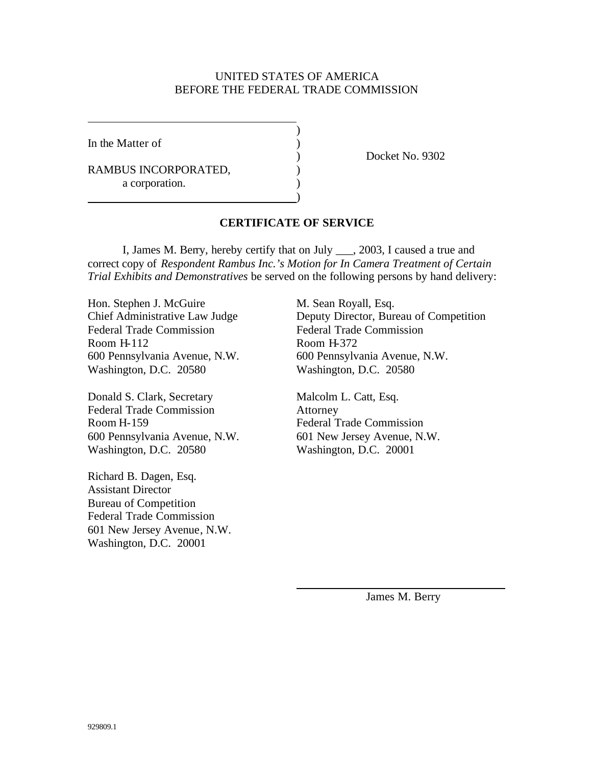UNITED STATES OF AMERICA
BEFORE THE FEDERAL TRADE COMMISSION

In the Matter of

RAMBUS INCORPORATED,
a corporation.

Docket No. 9302

**CERTIFICATE OF SERVICE**

I, James M. Berry, hereby certify that on July ___, 2003, I caused a true and correct copy of *Respondent Rambus Inc.'s Motion for In Camera Treatment of Certain Trial Exhibits and Demonstratives* be served on the following persons by hand delivery:

Hon. Stephen J. McGuire
Chief Administrative Law Judge
Federal Trade Commission
Room H-112
600 Pennsylvania Avenue, N.W.
Washington, D.C. 20580

Donald S. Clark, Secretary
Federal Trade Commission
Room H-159
600 Pennsylvania Avenue, N.W.
Washington, D.C. 20580

Richard B. Dagen, Esq.
Assistant Director
Bureau of Competition
Federal Trade Commission
601 New Jersey Avenue, N.W.
Washington, D.C. 20001

M. Sean Royall, Esq.
Deputy Director, Bureau of Competition
Federal Trade Commission
Room H-372
600 Pennsylvania Avenue, N.W.
Washington, D.C. 20580

Malcolm L. Catt, Esq.
Attorney
Federal Trade Commission
601 New Jersey Avenue, N.W.
Washington, D.C. 20001

James M. Berry

929809.1